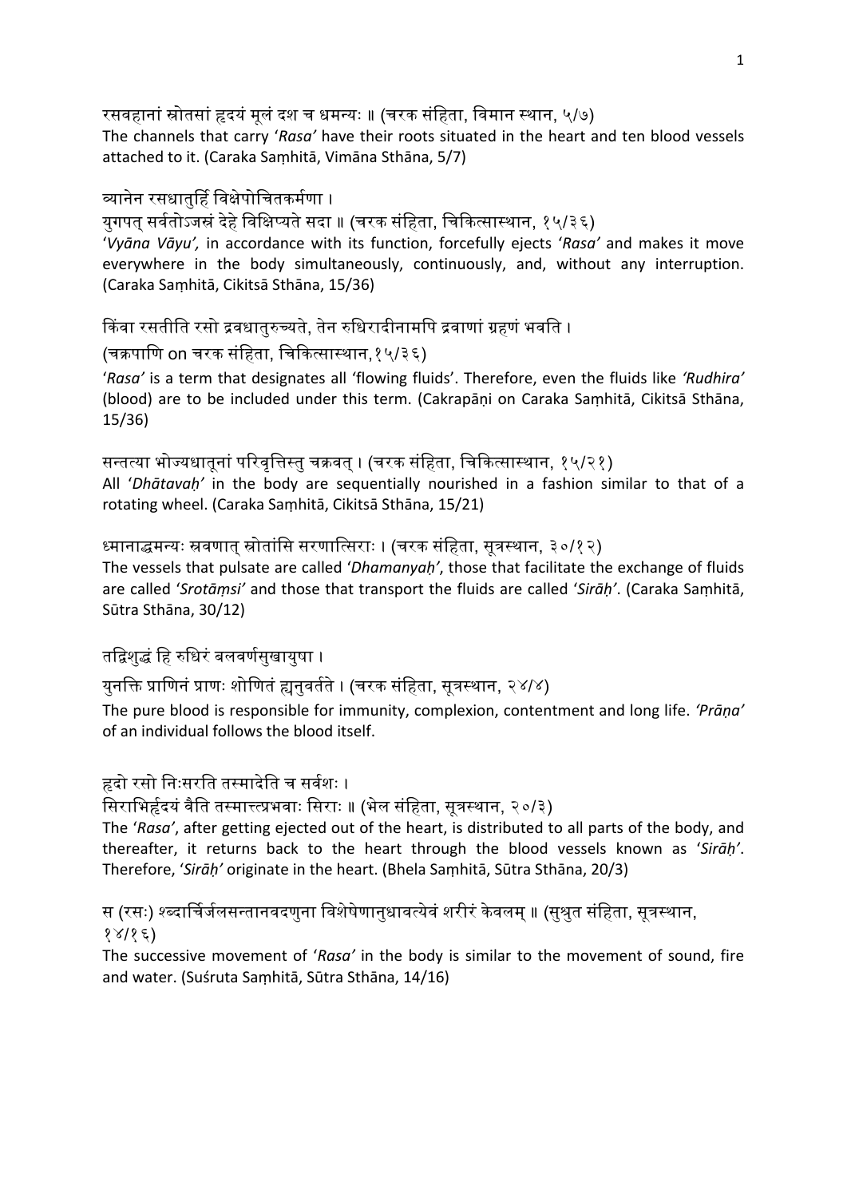रसवहानां स्रोतसां हृदयं मूलं दश च धमन्यः ॥ (चरक संहिता, विमान स्थान, ५/७)
The channels that carry '*Rasa'* have their roots situated in the heart and ten blood vessels attached to it. (Caraka Saṃhitā, Vimāna Sthāna, 5/7)

व्यानेन रसधातुर्हि विक्षेपोचितकर्मणा ।
युगपत् सर्वतोऽजस्रं देहे विक्षिप्यते सदा ॥ (चरक संहिता, चिकित्सास्थान, १५/३६)
'*Vyāna Vāyu',* in accordance with its function, forcefully ejects '*Rasa'* and makes it move everywhere in the body simultaneously, continuously, and, without any interruption. (Caraka Saṃhitā, Cikitsā Sthāna, 15/36)

किंवा रसतीति रसो द्रवधातुरुच्यते, तेन रुधिरादीनामपि द्रवाणां ग्रहणं भवति ।
(चक्रपाणि on चरक संहिता, चिकित्सास्थान,१५/३६)
'*Rasa'* is a term that designates all 'flowing fluids'. Therefore, even the fluids like *'Rudhira'* (blood) are to be included under this term. (Cakrapāṇi on Caraka Saṃhitā, Cikitsā Sthāna, 15/36)

सन्तत्या भोज्यधातूनां परिवृत्तिस्तु चक्रवत् । (चरक संहिता, चिकित्सास्थान, १५/२१)
All '*Dhātavaḥ'* in the body are sequentially nourished in a fashion similar to that of a rotating wheel. (Caraka Saṃhitā, Cikitsā Sthāna, 15/21)

ध्मानाद्धमन्यः स्रवणात् स्रोतांसि सरणात्सिराः । (चरक संहिता, सूत्रस्थान, ३०/१२)
The vessels that pulsate are called '*Dhamanyaḥ'*, those that facilitate the exchange of fluids are called '*Srotāṃsi'* and those that transport the fluids are called '*Sirāḥ'*. (Caraka Saṃhitā, Sūtra Sthāna, 30/12)

तद्विशुद्धं हि रुधिरं बलवर्णसुखायुषा ।
युनक्ति प्राणिनं प्राणः शोणितं ह्यनुवर्तते । (चरक संहिता, सूत्रस्थान, २४/४)
The pure blood is responsible for immunity, complexion, contentment and long life. *'Prāṇa'* of an individual follows the blood itself.

हृदो रसो निःसरति तस्मादेति च सर्वशः ।
सिराभिर्हृदयं वैति तस्मात्तत्प्रभवाः सिराः ॥ (भेल संहिता, सूत्रस्थान, २०/३)
The '*Rasa'*, after getting ejected out of the heart, is distributed to all parts of the body, and thereafter, it returns back to the heart through the blood vessels known as '*Sirāḥ'*. Therefore, '*Sirāḥ'* originate in the heart. (Bhela Saṃhitā, Sūtra Sthāna, 20/3)

स (रसः) श्ब्दार्चिर्जलसन्तानवदणुना विशेषेणानुधावत्येवं शरीरं केवलम् ॥ (सुश्रुत संहिता, सूत्रस्थान, १४/१६)
The successive movement of '*Rasa'* in the body is similar to the movement of sound, fire and water. (Suśruta Saṃhitā, Sūtra Sthāna, 14/16)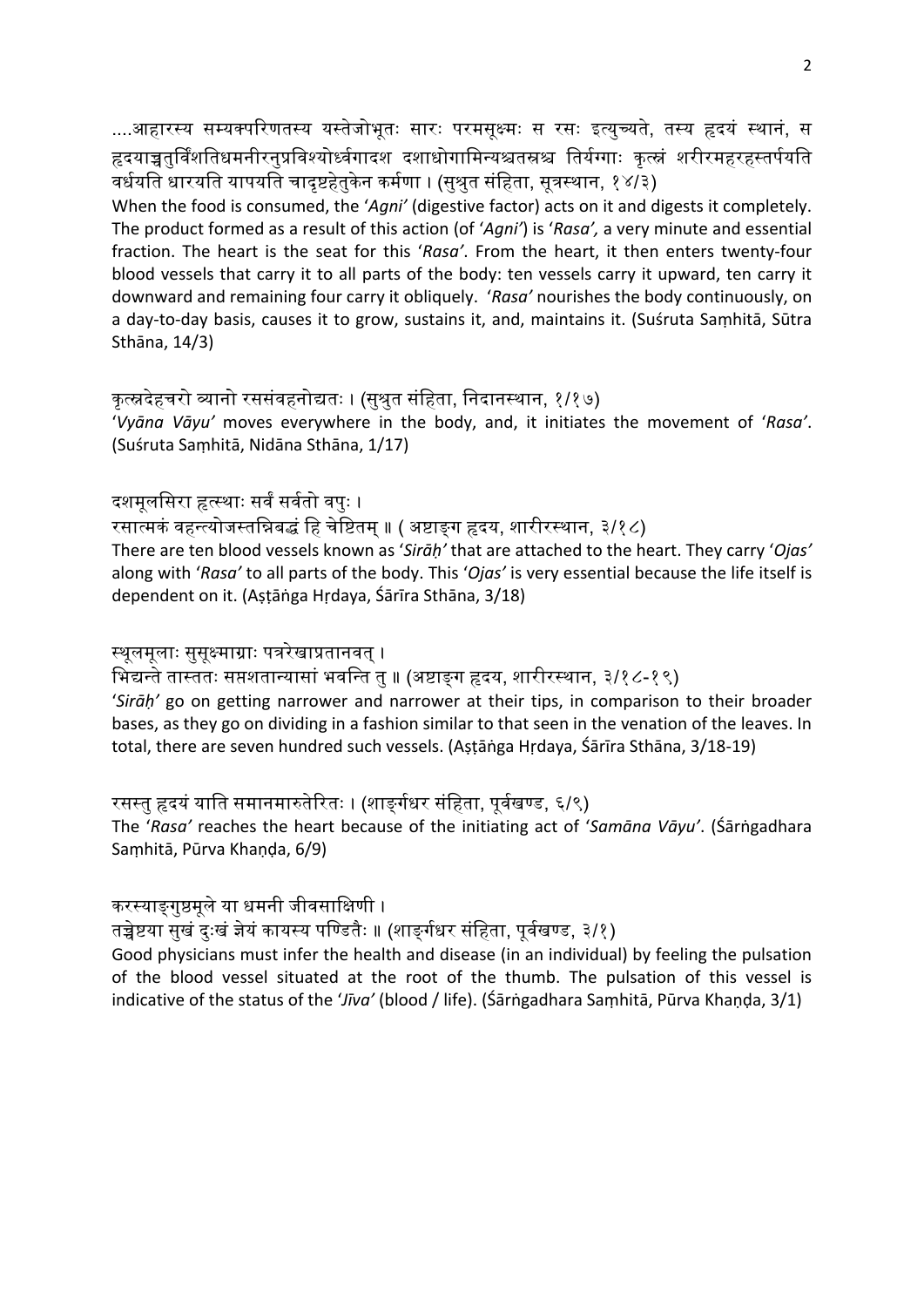....आहारस्य सम्यक्परिणतस्य यस्तेजोभूतः सारः परमसूक्ष्मः स रसः इत्युच्यते, तस्य हृदयं स्थानं, स हृदयाच्चतुर्विंशतिधमनीरनुप्रविश्योर्ध्वगादश दशाधोगामिन्यश्चतस्रश्च तिर्यग्गाः कृत्स्नं शरीरमहरहस्तर्पयति वर्धयति धारयति यापयति चादृष्टहेतुकेन कर्मणा। (सुश्रुत संहिता, सूत्रस्थान, १४/३)

When the food is consumed, the '*Agni'* (digestive factor) acts on it and digests it completely. The product formed as a result of this action (of '*Agni*') is '*Rasa',* a very minute and essential fraction. The heart is the seat for this '*Rasa'*. From the heart, it then enters twenty-four blood vessels that carry it to all parts of the body: ten vessels carry it upward, ten carry it downward and remaining four carry it obliquely. '*Rasa'* nourishes the body continuously, on a day-to-day basis, causes it to grow, sustains it, and, maintains it. (Suśruta Saṃhitā, Sūtra Sthāna, 14/3)

कृत्स्नदेहचरो व्यानो रससंवहनोद्यतः। (सुश्रुत संहिता, निदानस्थान, १/१७)

'*Vyāna Vāyu'* moves everywhere in the body, and, it initiates the movement of '*Rasa'*. (Suśruta Saṃhitā, Nidāna Sthāna, 1/17)

दशमूलसिरा हृत्स्थाः सर्वं सर्वतो वपुः।
रसात्मकं वहन्त्योजस्तन्निबद्धं हि चेष्टितम्॥ ( अष्टाङ्ग हृदय, शारीरस्थान, ३/१८)

There are ten blood vessels known as '*Sirāḥ'* that are attached to the heart. They carry '*Ojas'* along with '*Rasa'* to all parts of the body. This '*Ojas'* is very essential because the life itself is dependent on it. (Aṣṭāṅga Hṛdaya, Śārīra Sthāna, 3/18)

स्थूलमूलाः सुसूक्ष्माग्राः पत्ररेखाप्रतानवत्।
भिद्यन्ते तास्ततः सप्तशतान्यासां भवन्ति तु॥ (अष्टाङ्ग हृदय, शारीरस्थान, ३/१८-१९)

'*Sirāḥ'* go on getting narrower and narrower at their tips, in comparison to their broader bases, as they go on dividing in a fashion similar to that seen in the venation of the leaves. In total, there are seven hundred such vessels. (Aṣṭāṅga Hṛdaya, Śārīra Sthāna, 3/18-19)

रसस्तु हृदयं याति समानमारुतेरितः। (शाङ्गर्धर संहिता, पूर्वखण्ड, ६/९)

The '*Rasa'* reaches the heart because of the initiating act of '*Samāna Vāyu'*. (Śārṅgadhara Saṃhitā, Pūrva Khaṇḍa, 6/9)

करस्याङ्गुष्ठमूले या धमनी जीवसाक्षिणी।
तच्चेष्टया सुखं दुःखं ज्ञेयं कायस्य पण्डितैः॥ (शाङ्गर्धर संहिता, पूर्वखण्ड, ३/१)

Good physicians must infer the health and disease (in an individual) by feeling the pulsation of the blood vessel situated at the root of the thumb. The pulsation of this vessel is indicative of the status of the '*Jīva'* (blood / life). (Śārṅgadhara Saṃhitā, Pūrva Khaṇḍa, 3/1)